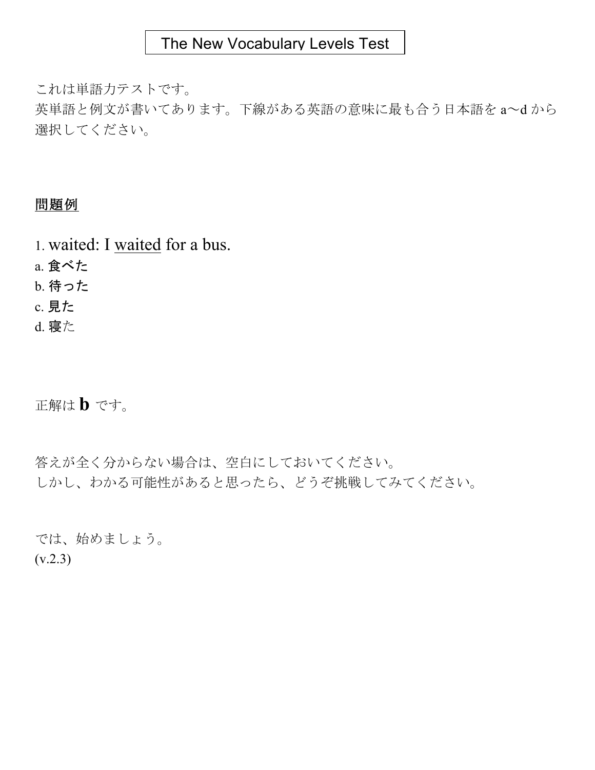# The New Vocabulary Levels Test

これは単語力テストです。
英単語と例文が書いてあります。下線がある英語の意味に最も合う日本語を a〜d から選択してください。

<u>問題例</u>

1. waited: I <u>waited</u> for a bus.

a. 食べた
b. 待った
c. 見た
d. 寝た

正解は **b** です。

答えが全く分からない場合は、空白にしておいてください。
しかし、わかる可能性があると思ったら、どうぞ挑戦してみてください。

では、始めましょう。
(v.2.3)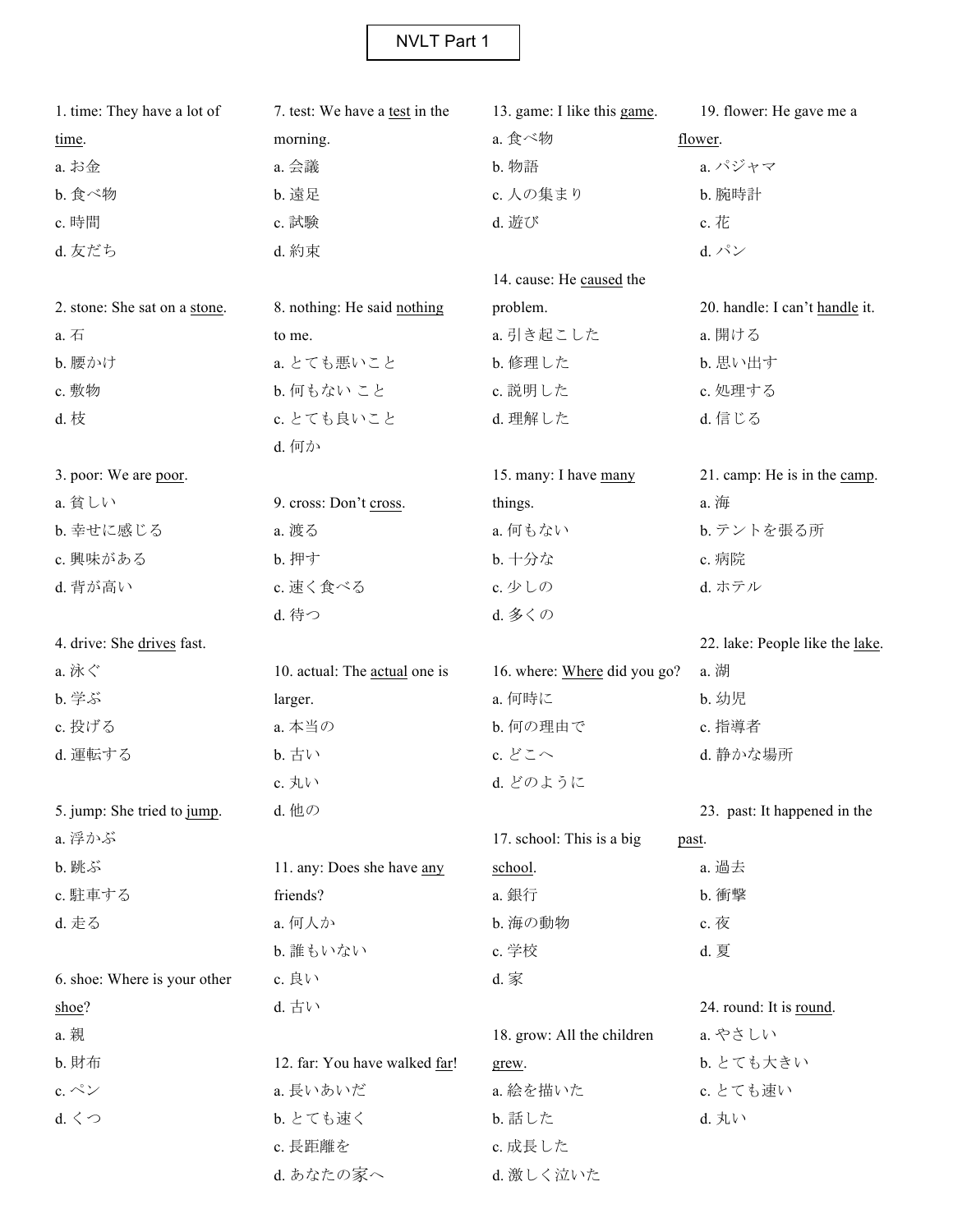# NVLT Part 1

1. time: They have a lot of <u>time</u>.
a. お金
b. 食べ物
c. 時間
d. 友だち

2. stone: She sat on a <u>stone</u>.
a. 石
b. 腰かけ
c. 敷物
d. 枝

3. poor: We are <u>poor</u>.
a. 貧しい
b. 幸せに感じる
c. 興味がある
d. 背が高い

4. drive: She <u>drives</u> fast.
a. 泳ぐ
b. 学ぶ
c. 投げる
d. 運転する

5. jump: She tried to <u>jump</u>.
a. 浮かぶ
b. 跳ぶ
c. 駐車する
d. 走る

6. shoe: Where is your other <u>shoe</u>?
a. 親
b. 財布
c. ペン
d. くつ

7. test: We have a <u>test</u> in the morning.
a. 会議
b. 遠足
c. 試験
d. 約束

8. nothing: He said <u>nothing</u> to me.
a. とても悪いこと
b. 何もない こと
c. とても良いこと
d. 何か

9. cross: Don't <u>cross</u>.
a. 渡る
b. 押す
c. 速く食べる
d. 待つ

10. actual: The <u>actual</u> one is larger.
a. 本当の
b. 古い
c. 丸い
d. 他の

11. any: Does she have <u>any</u> friends?
a. 何人か
b. 誰もいない
c. 良い
d. 古い

12. far: You have walked <u>far</u>!
a. 長いあいだ
b. とても速く
c. 長距離を
d. あなたの家へ

13. game: I like this <u>game</u>.
a. 食べ物
b. 物語
c. 人の集まり
d. 遊び

14. cause: He <u>caused</u> the problem.
a. 引き起こした
b. 修理した
c. 説明した
d. 理解した

15. many: I have <u>many</u> things.
a. 何もない
b. 十分な
c. 少しの
d. 多くの

16. where: <u>Where</u> did you go?
a. 何時に
b. 何の理由で
c. どこへ
d. どのように

17. school: This is a big <u>school</u>.
a. 銀行
b. 海の動物
c. 学校
d. 家

18. grow: All the children <u>grew</u>.
a. 絵を描いた
b. 話した
c. 成長した
d. 激しく泣いた

19. flower: He gave me a <u>flower</u>.
a. パジャマ
b. 腕時計
c. 花
d. パン

20. handle: I can't <u>handle</u> it.
a. 開ける
b. 思い出す
c. 処理する
d. 信じる

21. camp: He is in the <u>camp</u>.
a. 海
b. テントを張る所
c. 病院
d. ホテル

22. lake: People like the <u>lake</u>.
a. 湖
b. 幼児
c. 指導者
d. 静かな場所

23. past: It happened in the <u>past</u>.
a. 過去
b. 衝撃
c. 夜
d. 夏

24. round: It is <u>round</u>.
a. やさしい
b. とても大きい
c. とても速い
d. 丸い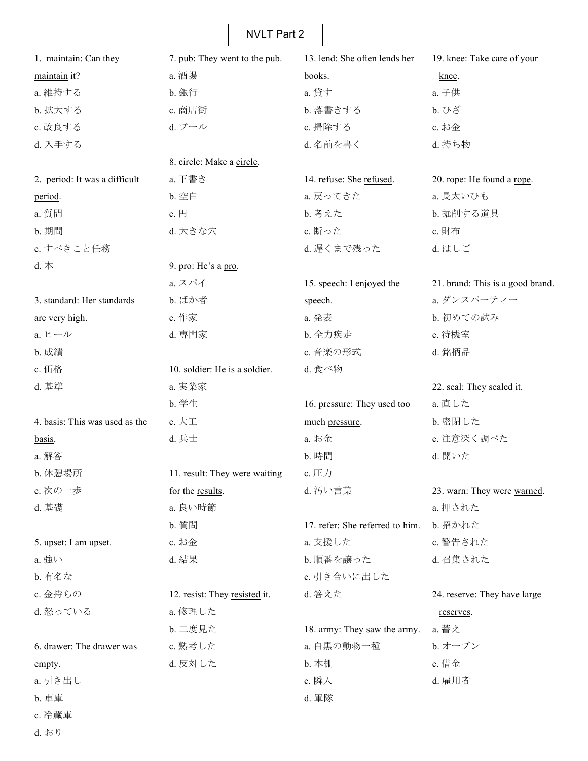# NVLT Part 2

1. maintain: Can they <u>maintain</u> it?
a. 維持する
b. 拡大する
c. 改良する
d. 入手する

2. period: It was a difficult <u>period</u>.
a. 質問
b. 期間
c. すべきこと任務
d. 本

3. standard: Her <u>standards</u> are very high.
a. ヒール
b. 成績
c. 価格
d. 基準

4. basis: This was used as the <u>basis</u>.
a. 解答
b. 休憩場所
c. 次の一歩
d. 基礎

5. upset: I am <u>upset</u>.
a. 強い
b. 有名な
c. 金持ちの
d. 怒っている

6. drawer: The <u>drawer</u> was empty.
a. 引き出し
b. 車庫
c. 冷蔵庫
d. おり

7. pub: They went to the <u>pub</u>.
a. 酒場
b. 銀行
c. 商店街
d. プール

8. circle: Make a <u>circle</u>.
a. 下書き
b. 空白
c. 円
d. 大きな穴

9. pro: He's a <u>pro</u>.
a. スパイ
b. ばか者
c. 作家
d. 専門家

10. soldier: He is a <u>soldier</u>.
a. 実業家
b. 学生
c. 大工
d. 兵士

11. result: They were waiting for the <u>results</u>.
a. 良い時節
b. 質問
c. お金
d. 結果

12. resist: They <u>resisted</u> it.
a. 修理した
b. 二度見た
c. 熟考した
d. 反対した

13. lend: She often <u>lends</u> her books.
a. 貸す
b. 落書きする
c. 掃除する
d. 名前を書く

14. refuse: She <u>refused</u>.
a. 戻ってきた
b. 考えた
c. 断った
d. 遅くまで残った

15. speech: I enjoyed the <u>speech</u>.
a. 発表
b. 全力疾走
c. 音楽の形式
d. 食べ物

16. pressure: They used too much <u>pressure</u>.
a. お金
b. 時間
c. 圧力
d. 汚い言葉

17. refer: She <u>referred</u> to him.
a. 支援した
b. 順番を譲った
c. 引き合いに出した
d. 答えた

18. army: They saw the <u>army</u>.
a. 白黒の動物一種
b. 本棚
c. 隣人
d. 軍隊

19. knee: Take care of your <u>knee</u>.
a. 子供
b. ひざ
c. お金
d. 持ち物

20. rope: He found a <u>rope</u>.
a. 長太いひも
b. 掘削する道具
c. 財布
d. はしご

21. brand: This is a good <u>brand</u>.
a. ダンスパーティー
b. 初めての試み
c. 待機室
d. 銘柄品

22. seal: They <u>sealed</u> it.
a. 直した
b. 密閉した
c. 注意深く調べた
d. 開いた

23. warn: They were <u>warned</u>.
a. 押された
b. 招かれた
c. 警告された
d. 召集された

24. reserve: They have large <u>reserves</u>.
a. 蓄え
b. オーブン
c. 借金
d. 雇用者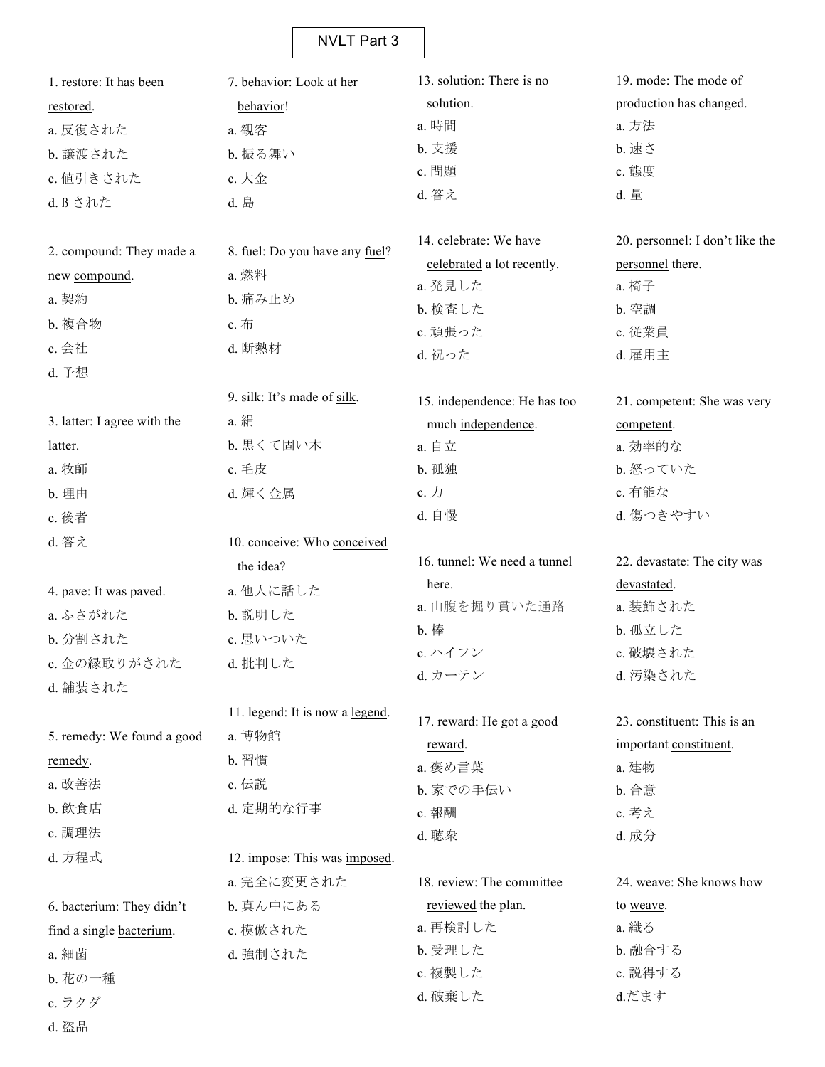# NVLT Part 3

1. restore: It has been restored.
   a. 反復された
   b. 譲渡された
   c. 値引きされた
   d. ß された

2. compound: They made a new compound.
   a. 契約
   b. 複合物
   c. 会社
   d. 予想

3. latter: I agree with the latter.
   a. 牧師
   b. 理由
   c. 後者
   d. 答え

4. pave: It was paved.
   a. ふさがれた
   b. 分割された
   c. 金の縁取りがされた
   d. 舗装された

5. remedy: We found a good remedy.
   a. 改善法
   b. 飲食店
   c. 調理法
   d. 方程式

6. bacterium: They didn't find a single bacterium.
   a. 細菌
   b. 花の一種
   c. ラクダ
   d. 盗品

7. behavior: Look at her behavior!
   a. 観客
   b. 振る舞い
   c. 大金
   d. 島

8. fuel: Do you have any fuel?
   a. 燃料
   b. 痛み止め
   c. 布
   d. 断熱材

9. silk: It's made of silk.
   a. 絹
   b. 黒くて固い木
   c. 毛皮
   d. 輝く金属

10. conceive: Who conceived the idea?
    a. 他人に話した
    b. 説明した
    c. 思いついた
    d. 批判した

11. legend: It is now a legend.
    a. 博物館
    b. 習慣
    c. 伝説
    d. 定期的な行事

12. impose: This was imposed.
    a. 完全に変更された
    b. 真ん中にある
    c. 模倣された
    d. 強制された

13. solution: There is no solution.
    a. 時間
    b. 支援
    c. 問題
    d. 答え

14. celebrate: We have celebrated a lot recently.
    a. 発見した
    b. 検査した
    c. 頑張った
    d. 祝った

15. independence: He has too much independence.
    a. 自立
    b. 孤独
    c. 力
    d. 自慢

16. tunnel: We need a tunnel here.
    a. 山腹を掘り貫いた通路
    b. 棒
    c. ハイフン
    d. カーテン

17. reward: He got a good reward.
    a. 褒め言葉
    b. 家での手伝い
    c. 報酬
    d. 聴衆

18. review: The committee reviewed the plan.
    a. 再検討した
    b. 受理した
    c. 複製した
    d. 破棄した

19. mode: The mode of production has changed.
    a. 方法
    b. 速さ
    c. 態度
    d. 量

20. personnel: I don't like the personnel there.
    a. 椅子
    b. 空調
    c. 従業員
    d. 雇用主

21. competent: She was very competent.
    a. 効率的な
    b. 怒っていた
    c. 有能な
    d. 傷つきやすい

22. devastate: The city was devastated.
    a. 装飾された
    b. 孤立した
    c. 破壊された
    d. 汚染された

23. constituent: This is an important constituent.
    a. 建物
    b. 合意
    c. 考え
    d. 成分

24. weave: She knows how to weave.
    a. 織る
    b. 融合する
    c. 説得する
    d.だます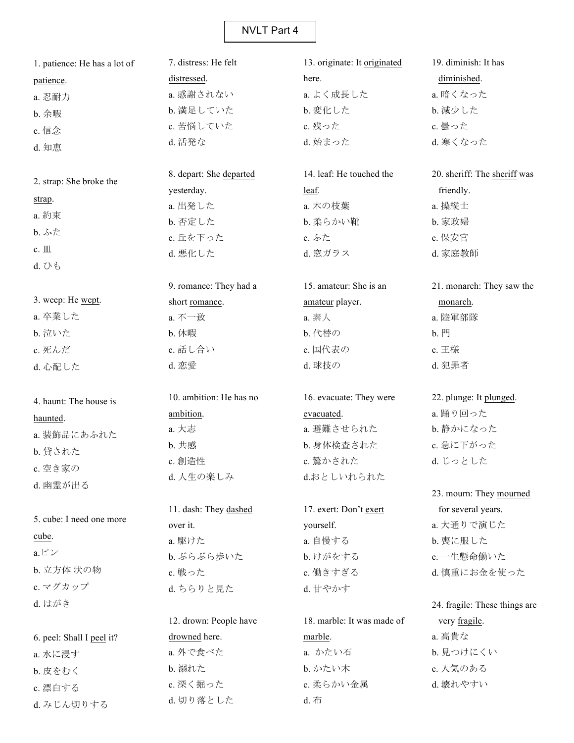# NVLT Part 4

1. patience: He has a lot of patience.
a. 忍耐力
b. 余暇
c. 信念
d. 知恵

2. strap: She broke the strap.
a. 約束
b. ふた
c. 皿
d. ひも

3. weep: He wept.
a. 卒業した
b. 泣いた
c. 死んだ
d. 心配した

4. haunt: The house is haunted.
a. 装飾品にあふれた
b. 貸された
c. 空き家の
d. 幽霊が出る

5. cube: I need one more cube.
a.ピン
b. 立方体 状の物
c. マグカップ
d. はがき

6. peel: Shall I peel it?
a. 水に浸す
b. 皮をむく
c. 漂白する
d. みじん切りする

7. distress: He felt distressed.
a. 感謝されない
b. 満足していた
c. 苦悩していた
d. 活発な

8. depart: She departed yesterday.
a. 出発した
b. 否定した
c. 丘を下った
d. 悪化した

9. romance: They had a short romance.
a. 不一致
b. 休暇
c. 話し合い
d. 恋愛

10. ambition: He has no ambition.
a. 大志
b. 共感
c. 創造性
d. 人生の楽しみ

11. dash: They dashed over it.
a. 駆けた
b. ぶらぶら歩いた
c. 戦った
d. ちらりと見た

12. drown: People have drowned here.
a. 外で食べた
b. 溺れた
c. 深く掘った
d. 切り落とした

13. originate: It originated here.
a. よく成長した
b. 変化した
c. 残った
d. 始まった

14. leaf: He touched the leaf.
a. 木の枝葉
b. 柔らかい靴
c. ふた
d. 窓ガラス

15. amateur: She is an amateur player.
a. 素人
b. 代替の
c. 国代表の
d. 球技の

16. evacuate: They were evacuated.
a. 避難させられた
b. 身体検査された
c. 驚かされた
d.おとしいれられた

17. exert: Don't exert yourself.
a. 自慢する
b. けがをする
c. 働きすぎる
d. 甘やかす

18. marble: It was made of marble.
a. かたい石
b. かたい木
c. 柔らかい金属
d. 布

19. diminish: It has diminished.
a. 暗くなった
b. 減少した
c. 曇った
d. 寒くなった

20. sheriff: The sheriff was friendly.
a. 操縦士
b. 家政婦
c. 保安官
d. 家庭教師

21. monarch: They saw the monarch.
a. 陸軍部隊
b. 門
c. 王様
d. 犯罪者

22. plunge: It plunged.
a. 踊り回った
b. 静かになった
c. 急に下がった
d. じっとした

23. mourn: They mourned for several years.
a. 大通りで演じた
b. 喪に服した
c. 一生懸命働いた
d. 慎重にお金を使った

24. fragile: These things are very fragile.
a. 高貴な
b. 見つけにくい
c. 人気のある
d. 壊れやすい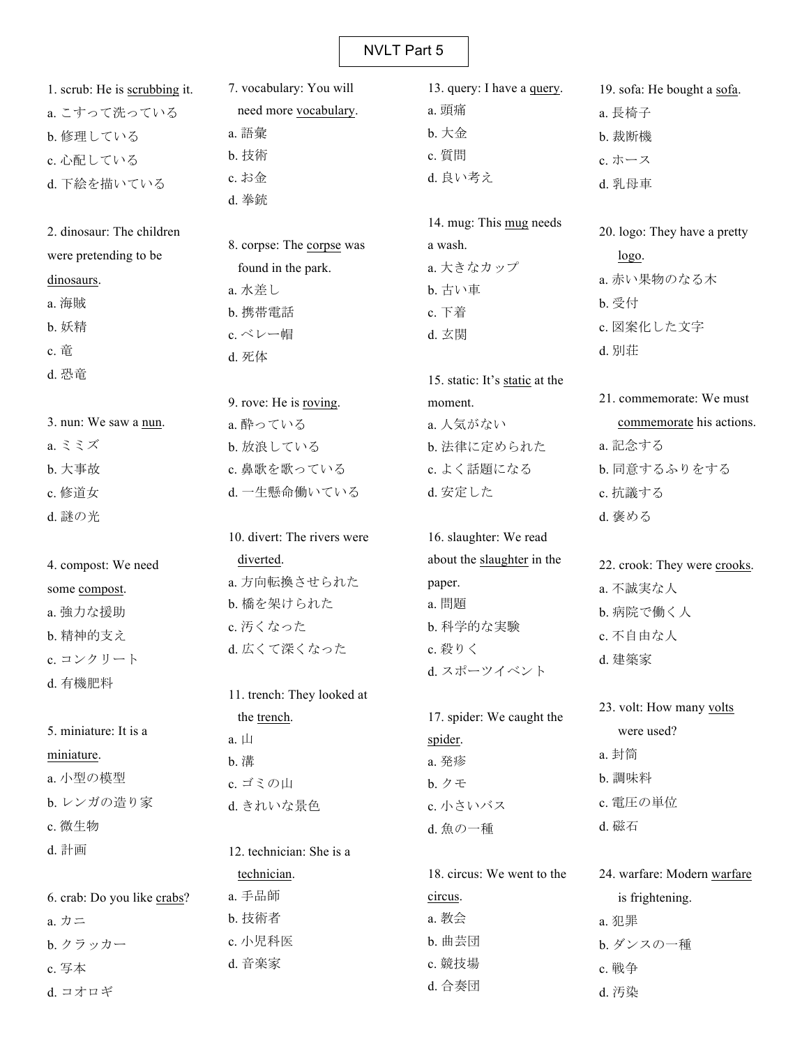# NVLT Part 5

1. scrub: He is scrubbing it.
a. こすって洗っている
b. 修理している
c. 心配している
d. 下絵を描いている

2. dinosaur: The children were pretending to be dinosaurs.
a. 海賊
b. 妖精
c. 竜
d. 恐竜

3. nun: We saw a nun.
a. ミミズ
b. 大事故
c. 修道女
d. 謎の光

4. compost: We need some compost.
a. 強力な援助
b. 精神的支え
c. コンクリート
d. 有機肥料

5. miniature: It is a miniature.
a. 小型の模型
b. レンガの造り家
c. 微生物
d. 計画

6. crab: Do you like crabs?
a. カニ
b. クラッカー
c. 写本
d. コオロギ

7. vocabulary: You will need more vocabulary.
a. 語彙
b. 技術
c. お金
d. 拳銃

8. corpse: The corpse was found in the park.
a. 水差し
b. 携帯電話
c. ベレー帽
d. 死体

9. rove: He is roving.
a. 酔っている
b. 放浪している
c. 鼻歌を歌っている
d. 一生懸命働いている

10. divert: The rivers were diverted.
a. 方向転換させられた
b. 橋を架けられた
c. 汚くなった
d. 広くて深くなった

11. trench: They looked at the trench.
a. 山
b. 溝
c. ゴミの山
d. きれいな景色

12. technician: She is a technician.
a. 手品師
b. 技術者
c. 小児科医
d. 音楽家

13. query: I have a query.
a. 頭痛
b. 大金
c. 質問
d. 良い考え

14. mug: This mug needs a wash.
a. 大きなカップ
b. 古い車
c. 下着
d. 玄関

15. static: It's static at the moment.
a. 人気がない
b. 法律に定められた
c. よく話題になる
d. 安定した

16. slaughter: We read about the slaughter in the paper.
a. 問題
b. 科学的な実験
c. 殺りく
d. スポーツイベント

17. spider: We caught the spider.
a. 発疹
b. クモ
c. 小さいバス
d. 魚の一種

18. circus: We went to the circus.
a. 教会
b. 曲芸団
c. 競技場
d. 合奏団

19. sofa: He bought a sofa.
a. 長椅子
b. 裁断機
c. ホース
d. 乳母車

20. logo: They have a pretty logo.
a. 赤い果物のなる木
b. 受付
c. 図案化した文字
d. 別荘

21. commemorate: We must commemorate his actions.
a. 記念する
b. 同意するふりをする
c. 抗議する
d. 褒める

22. crook: They were crooks.
a. 不誠実な人
b. 病院で働く人
c. 不自由な人
d. 建築家

23. volt: How many volts were used?
a. 封筒
b. 調味料
c. 電圧の単位
d. 磁石

24. warfare: Modern warfare is frightening.
a. 犯罪
b. ダンスの一種
c. 戦争
d. 汚染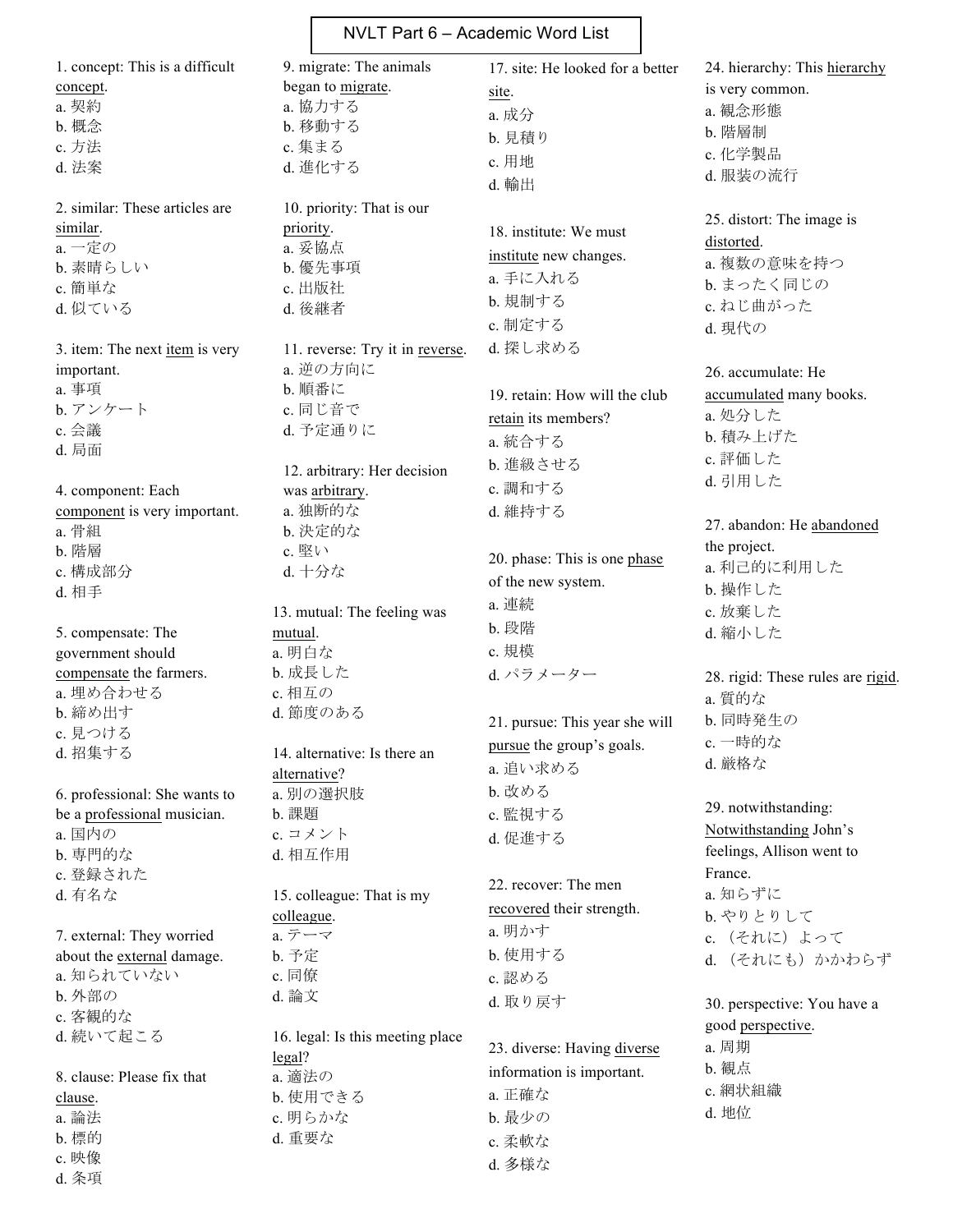# NVLT Part 6 – Academic Word List

1. concept: This is a difficult concept.
a. 契約
b. 概念
c. 方法
d. 法案

2. similar: These articles are similar.
a. 一定の
b. 素晴らしい
c. 簡単な
d. 似ている

3. item: The next item is very important.
a. 事項
b. アンケート
c. 会議
d. 局面

4. component: Each component is very important.
a. 骨組
b. 階層
c. 構成部分
d. 相手

5. compensate: The government should compensate the farmers.
a. 埋め合わせる
b. 締め出す
c. 見つける
d. 招集する

6. professional: She wants to be a professional musician.
a. 国内の
b. 専門的な
c. 登録された
d. 有名な

7. external: They worried about the external damage.
a. 知られていない
b. 外部の
c. 客観的な
d. 続いて起こる

8. clause: Please fix that clause.
a. 論法
b. 標的
c. 映像
d. 条項

9. migrate: The animals began to migrate.
a. 協力する
b. 移動する
c. 集まる
d. 進化する

10. priority: That is our priority.
a. 妥協点
b. 優先事項
c. 出版社
d. 後継者

11. reverse: Try it in reverse.
a. 逆の方向に
b. 順番に
c. 同じ音で
d. 予定通りに

12. arbitrary: Her decision was arbitrary.
a. 独断的な
b. 決定的な
c. 堅い
d. 十分な

13. mutual: The feeling was mutual.
a. 明白な
b. 成長した
c. 相互の
d. 節度のある

14. alternative: Is there an alternative?
a. 別の選択肢
b. 課題
c. コメント
d. 相互作用

15. colleague: That is my colleague.
a. テーマ
b. 予定
c. 同僚
d. 論文

16. legal: Is this meeting place legal?
a. 適法の
b. 使用できる
c. 明らかな
d. 重要な

17. site: He looked for a better site.
a. 成分
b. 見積り
c. 用地
d. 輸出

18. institute: We must institute new changes.
a. 手に入れる
b. 規制する
c. 制定する
d. 探し求める

19. retain: How will the club retain its members?
a. 統合する
b. 進級させる
c. 調和する
d. 維持する

20. phase: This is one phase of the new system.
a. 連続
b. 段階
c. 規模
d. パラメーター

21. pursue: This year she will pursue the group's goals.
a. 追い求める
b. 改める
c. 監視する
d. 促進する

22. recover: The men recovered their strength.
a. 明かす
b. 使用する
c. 認める
d. 取り戻す

23. diverse: Having diverse information is important.
a. 正確な
b. 最少の
c. 柔軟な
d. 多様な

24. hierarchy: This hierarchy is very common.
a. 観念形態
b. 階層制
c. 化学製品
d. 服装の流行

25. distort: The image is distorted.
a. 複数の意味を持つ
b. まったく同じの
c. ねじ曲がった
d. 現代の

26. accumulate: He accumulated many books.
a. 処分した
b. 積み上げた
c. 評価した
d. 引用した

27. abandon: He abandoned the project.
a. 利己的に利用した
b. 操作した
c. 放棄した
d. 縮小した

28. rigid: These rules are rigid.
a. 質的な
b. 同時発生の
c. 一時的な
d. 厳格な

29. notwithstanding: Notwithstanding John's feelings, Allison went to France.
a. 知らずに
b. やりとりして
c. （それに）よって
d. （それにも）かかわらず

30. perspective: You have a good perspective.
a. 周期
b. 観点
c. 網状組織
d. 地位